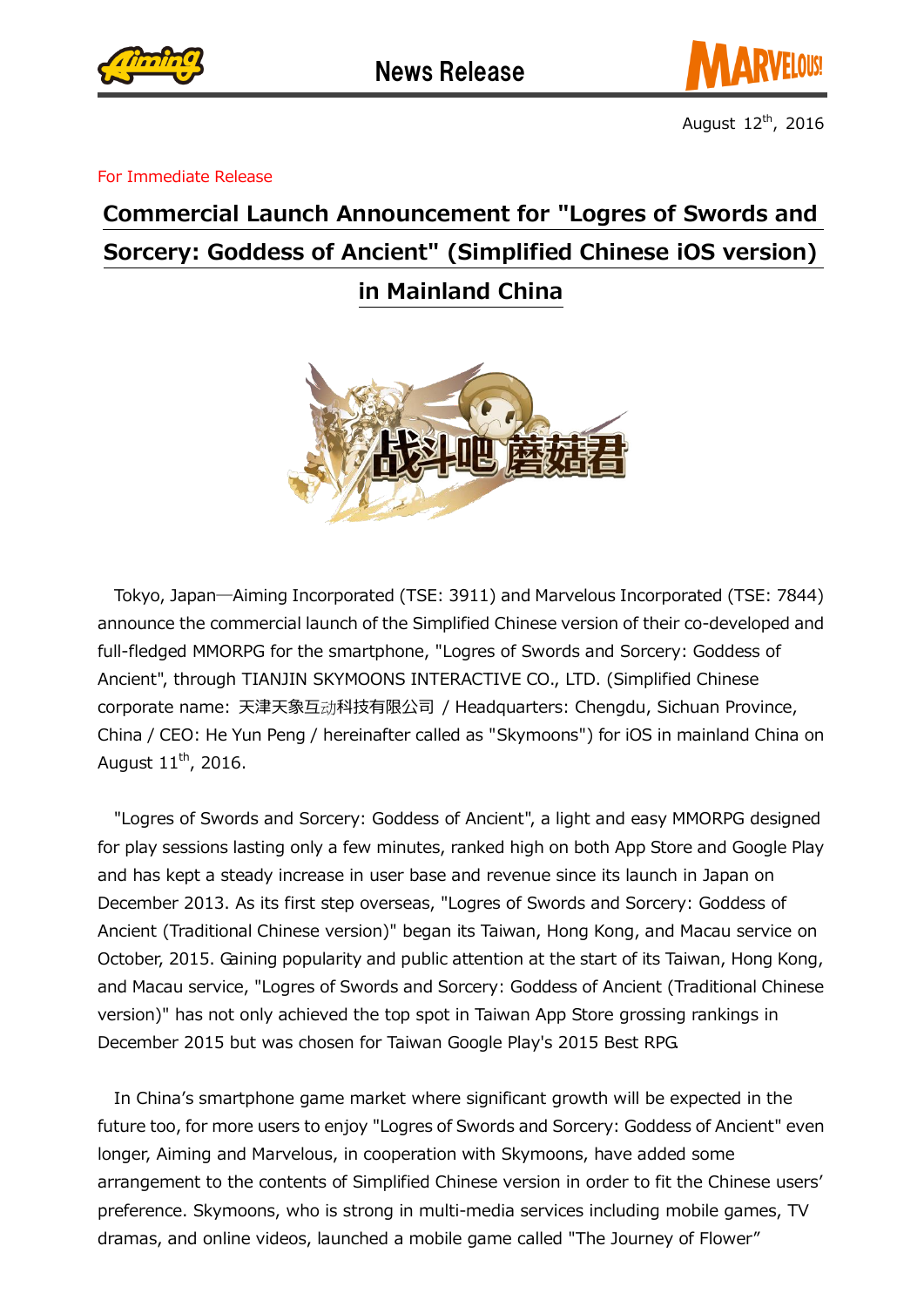News Release

August 12th, 2016

For Immediate Release

# Commercial Launch Announcement for "Logres of Swords and Sorcery: Goddess of Ancient" (Simplified Chinese iOS version) in Mainland China

Tokyo, Japan—Aiming Incorporated (TSE: 3911) and Marvelous Incorporated (TSE: 7844) announce the commercial launch of the Simplified Chinese version of their co-developed and full-fledged MMORPG for the smartphone, "Logres of Swords and Sorcery: Goddess of Ancient", through TIANJIN SKYMOONS INTERACTIVE CO., LTD. (Simplified Chinese corporate name: 天津天象互动科技有限公司 / Headquarters: Chengdu, Sichuan Province, China / CEO: He Yun Peng / hereinafter called as "Skymoons") for iOS in mainland China on August 11th, 2016.

"Logres of Swords and Sorcery: Goddess of Ancient", a light and easy MMORPG designed for play sessions lasting only a few minutes, ranked high on both App Store and Google Play and has kept a steady increase in user base and revenue since its launch in Japan on December 2013. As its first step overseas, "Logres of Swords and Sorcery: Goddess of Ancient (Traditional Chinese version)" began its Taiwan, Hong Kong, and Macau service on October, 2015. Gaining popularity and public attention at the start of its Taiwan, Hong Kong, and Macau service, "Logres of Swords and Sorcery: Goddess of Ancient (Traditional Chinese version)" has not only achieved the top spot in Taiwan App Store grossing rankings in December 2015 but was chosen for Taiwan Google Play's 2015 Best RPG.

In China's smartphone game market where significant growth will be expected in the future too, for more users to enjoy "Logres of Swords and Sorcery: Goddess of Ancient" even longer, Aiming and Marvelous, in cooperation with Skymoons, have added some arrangement to the contents of Simplified Chinese version in order to fit the Chinese users' preference. Skymoons, who is strong in multi-media services including mobile games, TV dramas, and online videos, launched a mobile game called "The Journey of Flower"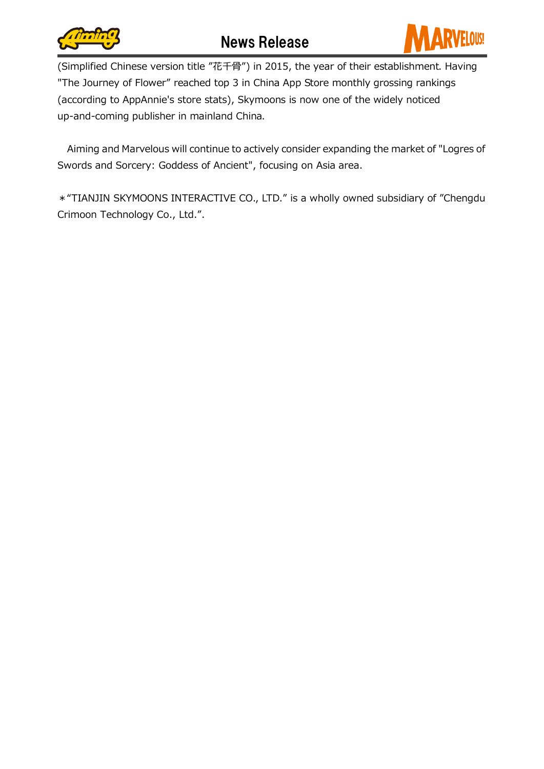(Simplified Chinese version title "花千骨") in 2015, the year of their establishment. Having "The Journey of Flower" reached top 3 in China App Store monthly grossing rankings (according to AppAnnie's store stats), Skymoons is now one of the widely noticed up-and-coming publisher in mainland China.

Aiming and Marvelous will continue to actively consider expanding the market of "Logres of Swords and Sorcery: Goddess of Ancient", focusing on Asia area.

＊"TIANJIN SKYMOONS INTERACTIVE CO., LTD." is a wholly owned subsidiary of "Chengdu Crimoon Technology Co., Ltd.".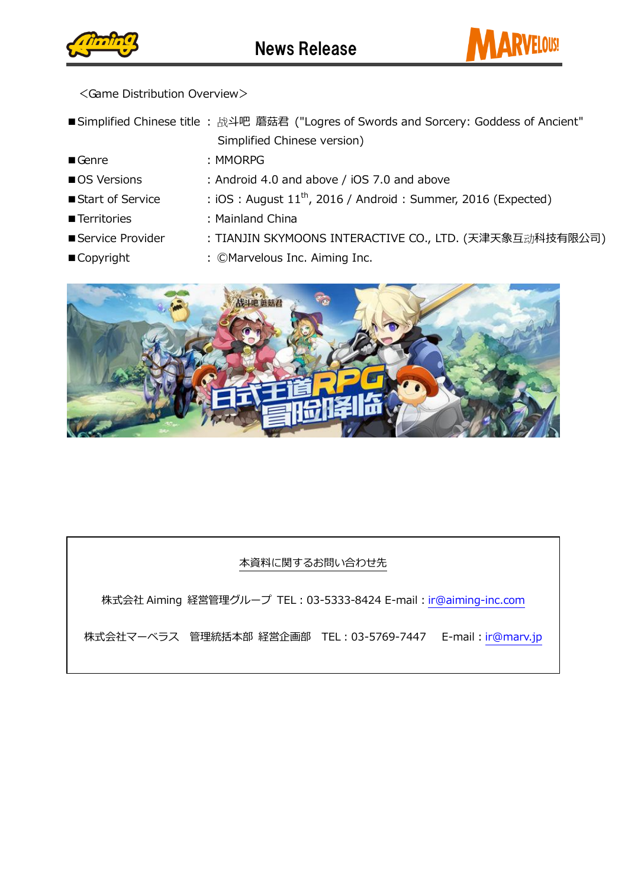＜Game Distribution Overview＞

■Simplified Chinese title ： 战斗吧 蘑菇君 ("Logres of Swords and Sorcery: Goddess of Ancient" Simplified Chinese version)

■Genre : MMORPG

■OS Versions : Android 4.0 and above / iOS 7.0 and above

■Start of Service : iOS : August 11th, 2016 / Android : Summer, 2016 (Expected)

■Territories : Mainland China

■Service Provider : TIANJIN SKYMOONS INTERACTIVE CO., LTD. (天津天象互动科技有限公司)

■Copyright ： ©Marvelous Inc. Aiming Inc.

本資料に関するお問い合わせ先

株式会社 Aiming 経営管理グループ TEL：03-5333-8424 E-mail：ir@aiming-inc.com

株式会社マーベラス　管理統括本部 経営企画部　TEL：03-5769-7447　 E-mail：ir@marv.jp